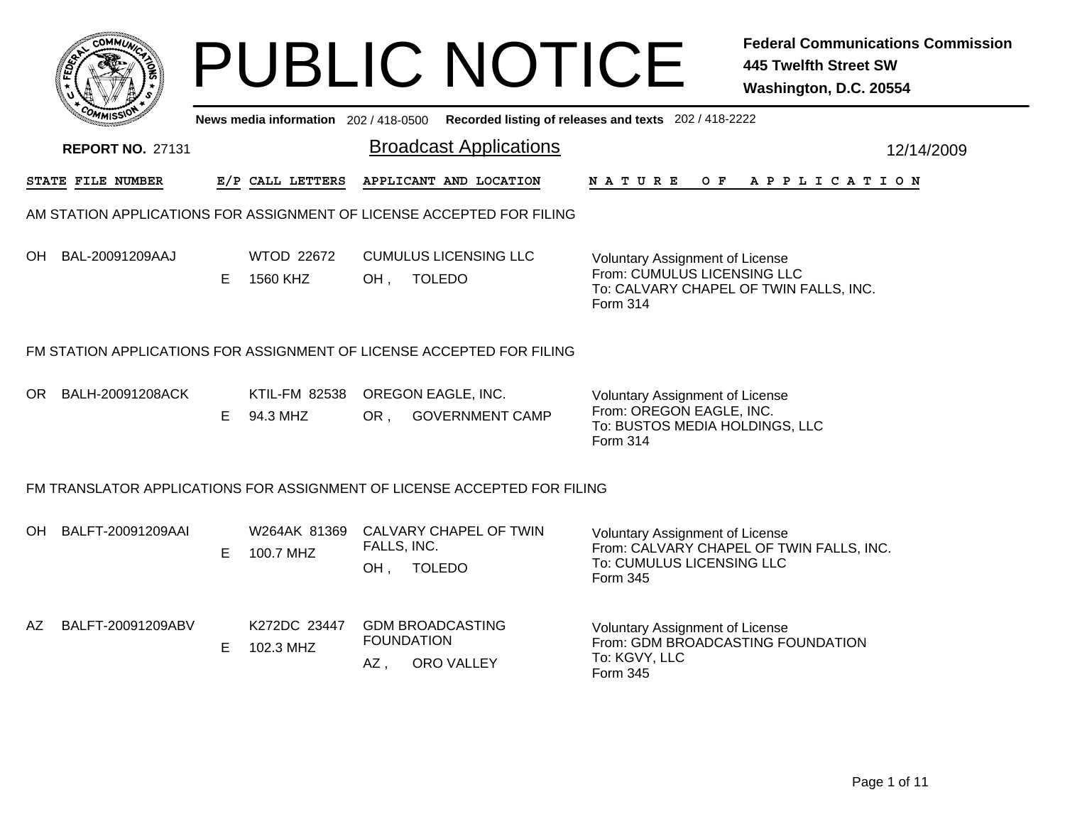# PUBLIC NOTICE

**Federal Communications Commission**
**445 Twelfth Street SW**
**Washington, D.C. 20554**

News media information 202 / 418-0500 Recorded listing of releases and texts 202 / 418-2222

**REPORT NO.** 27131

## Broadcast Applications

12/14/2009

| STATE | FILE NUMBER | E/P | CALL LETTERS | APPLICANT AND LOCATION | NATURE OF APPLICATION |
|---|---|---|---|---|---|

### AM STATION APPLICATIONS FOR ASSIGNMENT OF LICENSE ACCEPTED FOR FILING

| STATE | FILE NUMBER | E/P | CALL LETTERS | APPLICANT AND LOCATION | NATURE OF APPLICATION |
|---|---|---|---|---|---|
| OH | BAL-20091209AAJ | E | WTOD 22672<br>1560 KHZ | CUMULUS LICENSING LLC<br>OH , TOLEDO | Voluntary Assignment of License<br>From: CUMULUS LICENSING LLC<br>To: CALVARY CHAPEL OF TWIN FALLS, INC.<br>Form 314 |

### FM STATION APPLICATIONS FOR ASSIGNMENT OF LICENSE ACCEPTED FOR FILING

| STATE | FILE NUMBER | E/P | CALL LETTERS | APPLICANT AND LOCATION | NATURE OF APPLICATION |
|---|---|---|---|---|---|
| OR | BALH-20091208ACK | E | KTIL-FM 82538<br>94.3 MHZ | OREGON EAGLE, INC.<br>OR , GOVERNMENT CAMP | Voluntary Assignment of License<br>From: OREGON EAGLE, INC.<br>To: BUSTOS MEDIA HOLDINGS, LLC<br>Form 314 |

### FM TRANSLATOR APPLICATIONS FOR ASSIGNMENT OF LICENSE ACCEPTED FOR FILING

| STATE | FILE NUMBER | E/P | CALL LETTERS | APPLICANT AND LOCATION | NATURE OF APPLICATION |
|---|---|---|---|---|---|
| OH | BALFT-20091209AAI | E | W264AK 81369<br>100.7 MHZ | CALVARY CHAPEL OF TWIN FALLS, INC.<br>OH , TOLEDO | Voluntary Assignment of License<br>From: CALVARY CHAPEL OF TWIN FALLS, INC.<br>To: CUMULUS LICENSING LLC<br>Form 345 |
| AZ | BALFT-20091209ABV | E | K272DC 23447<br>102.3 MHZ | GDM BROADCASTING FOUNDATION<br>AZ , ORO VALLEY | Voluntary Assignment of License<br>From: GDM BROADCASTING FOUNDATION<br>To: KGVY, LLC<br>Form 345 |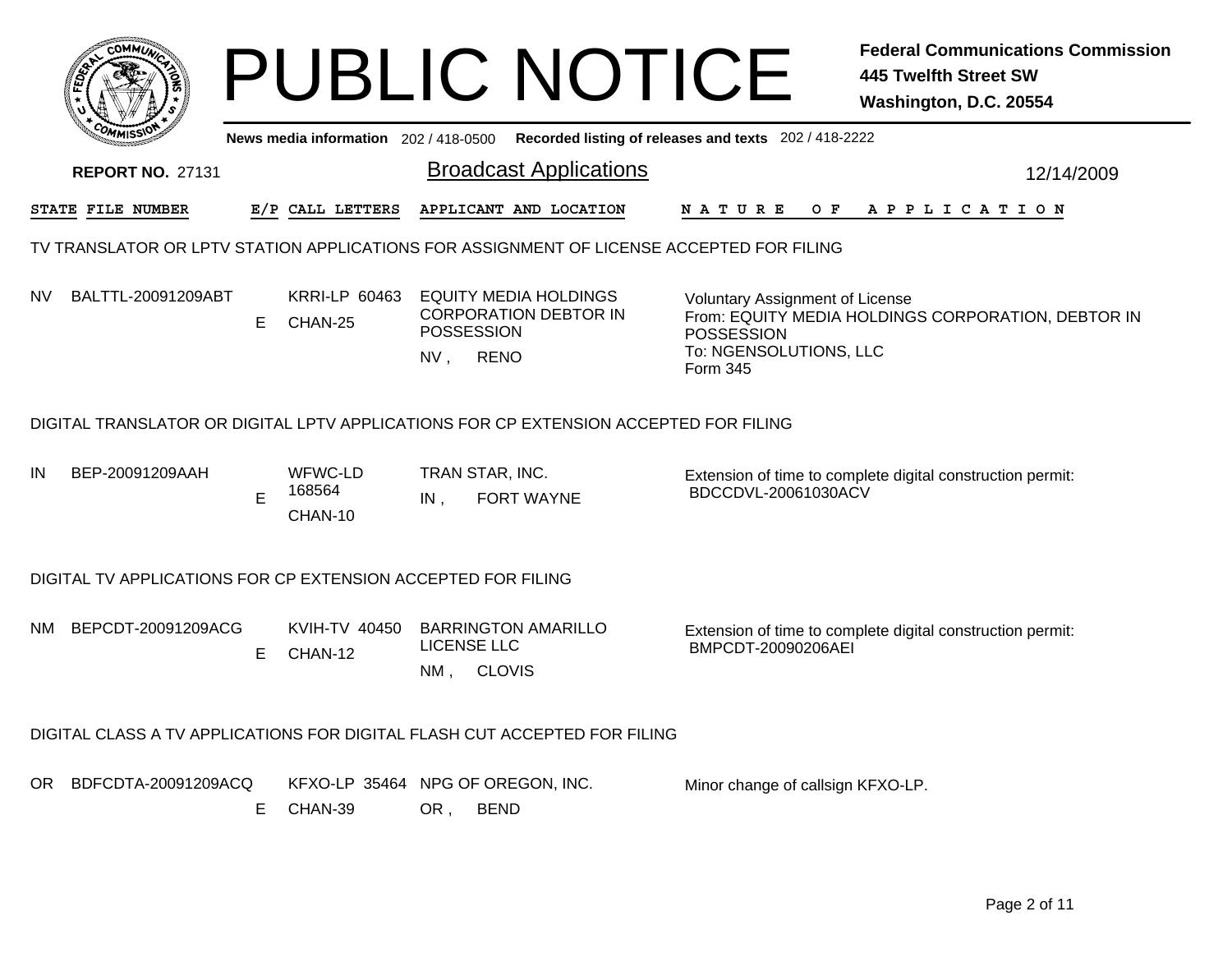# PUBLIC NOTICE

**Federal Communications Commission**
**445 Twelfth Street SW**
**Washington, D.C. 20554**

News media information 202 / 418-0500   Recorded listing of releases and texts 202 / 418-2222

**REPORT NO.** 27131

## Broadcast Applications

12/14/2009

| STATE | FILE NUMBER | E/P | CALL LETTERS | APPLICANT AND LOCATION | NATURE OF APPLICATION |
|---|---|---|---|---|---|

### TV TRANSLATOR OR LPTV STATION APPLICATIONS FOR ASSIGNMENT OF LICENSE ACCEPTED FOR FILING

| STATE | FILE NUMBER | E/P | CALL LETTERS | APPLICANT AND LOCATION | NATURE OF APPLICATION |
|---|---|---|---|---|---|
| NV | BALTTL-20091209ABT | E | KRRI-LP 60463 CHAN-25 | EQUITY MEDIA HOLDINGS CORPORATION DEBTOR IN POSSESSION NV , RENO | Voluntary Assignment of License From: EQUITY MEDIA HOLDINGS CORPORATION, DEBTOR IN POSSESSION To: NGENSOLUTIONS, LLC Form 345 |

### DIGITAL TRANSLATOR OR DIGITAL LPTV APPLICATIONS FOR CP EXTENSION ACCEPTED FOR FILING

| STATE | FILE NUMBER | E/P | CALL LETTERS | APPLICANT AND LOCATION | NATURE OF APPLICATION |
|---|---|---|---|---|---|
| IN | BEP-20091209AAH | E | WFWC-LD 168564 CHAN-10 | TRAN STAR, INC. IN , FORT WAYNE | Extension of time to complete digital construction permit: BDCCDVL-20061030ACV |

### DIGITAL TV APPLICATIONS FOR CP EXTENSION ACCEPTED FOR FILING

| STATE | FILE NUMBER | E/P | CALL LETTERS | APPLICANT AND LOCATION | NATURE OF APPLICATION |
|---|---|---|---|---|---|
| NM | BEPCDT-20091209ACG | E | KVIH-TV 40450 CHAN-12 | BARRINGTON AMARILLO LICENSE LLC NM , CLOVIS | Extension of time to complete digital construction permit: BMPCDT-20090206AEI |

### DIGITAL CLASS A TV APPLICATIONS FOR DIGITAL FLASH CUT ACCEPTED FOR FILING

| STATE | FILE NUMBER | E/P | CALL LETTERS | APPLICANT AND LOCATION | NATURE OF APPLICATION |
|---|---|---|---|---|---|
| OR | BDFCDTA-20091209ACQ | E | KFXO-LP 35464 CHAN-39 | NPG OF OREGON, INC. OR , BEND | Minor change of callsign KFXO-LP. |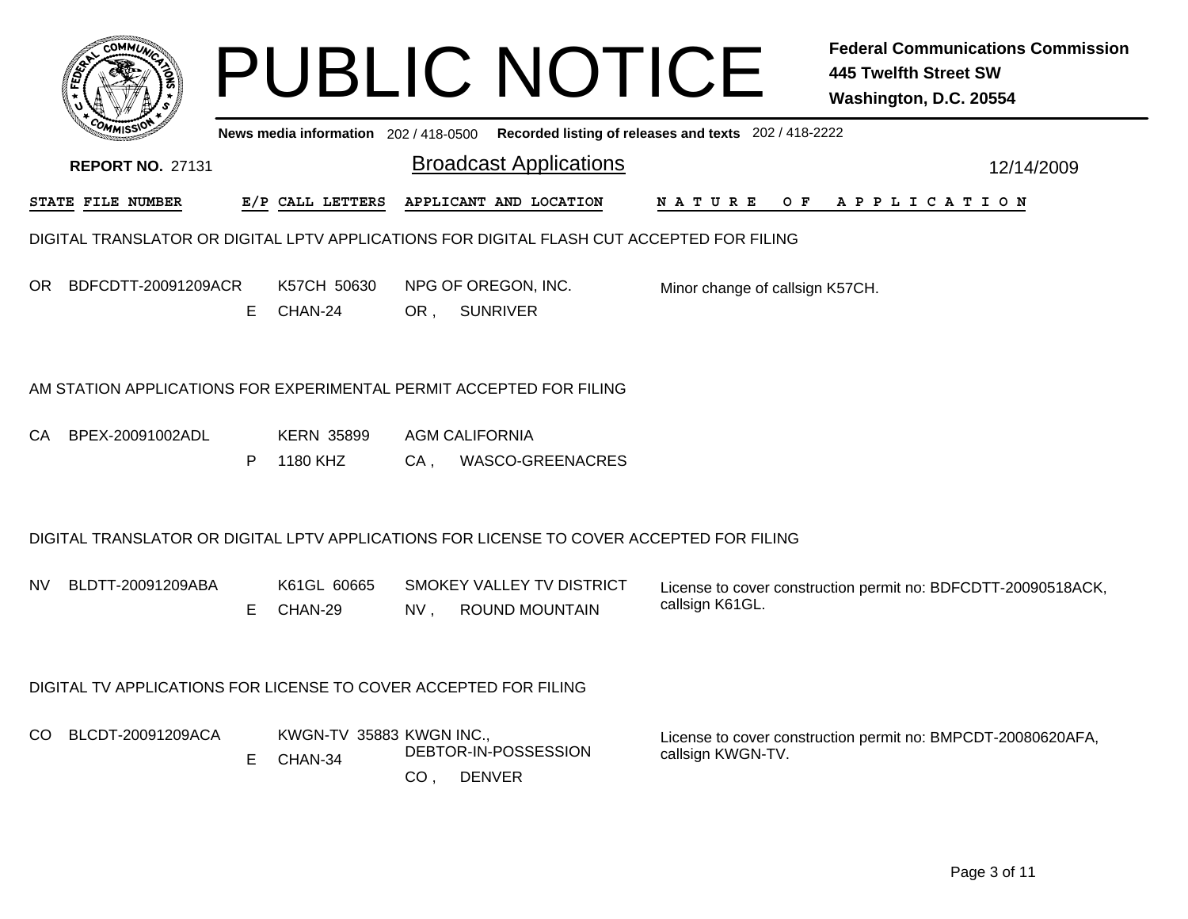# PUBLIC NOTICE

**Federal Communications Commission**
**445 Twelfth Street SW**
**Washington, D.C. 20554**

**News media information** 202 / 418-0500 **Recorded listing of releases and texts** 202 / 418-2222

**REPORT NO.** 27131

## Broadcast Applications

12/14/2009

| STATE | FILE NUMBER | E/P | CALL LETTERS | APPLICANT AND LOCATION | NATURE OF APPLICATION |
|---|---|---|---|---|---|

### DIGITAL TRANSLATOR OR DIGITAL LPTV APPLICATIONS FOR DIGITAL FLASH CUT ACCEPTED FOR FILING

| STATE | FILE NUMBER | E/P | CALL LETTERS | APPLICANT AND LOCATION | NATURE OF APPLICATION |
|---|---|---|---|---|---|
| OR | BDFCDTT-20091209ACR | E | K57CH 50630<br>CHAN-24 | NPG OF OREGON, INC.<br>OR , SUNRIVER | Minor change of callsign K57CH. |

### AM STATION APPLICATIONS FOR EXPERIMENTAL PERMIT ACCEPTED FOR FILING

| STATE | FILE NUMBER | E/P | CALL LETTERS | APPLICANT AND LOCATION | NATURE OF APPLICATION |
|---|---|---|---|---|---|
| CA | BPEX-20091002ADL | P | KERN 35899<br>1180 KHZ | AGM CALIFORNIA<br>CA , WASCO-GREENACRES | |

### DIGITAL TRANSLATOR OR DIGITAL LPTV APPLICATIONS FOR LICENSE TO COVER ACCEPTED FOR FILING

| STATE | FILE NUMBER | E/P | CALL LETTERS | APPLICANT AND LOCATION | NATURE OF APPLICATION |
|---|---|---|---|---|---|
| NV | BLDTT-20091209ABA | E | K61GL 60665<br>CHAN-29 | SMOKEY VALLEY TV DISTRICT<br>NV , ROUND MOUNTAIN | License to cover construction permit no: BDFCDTT-20090518ACK, callsign K61GL. |

### DIGITAL TV APPLICATIONS FOR LICENSE TO COVER ACCEPTED FOR FILING

| STATE | FILE NUMBER | E/P | CALL LETTERS | APPLICANT AND LOCATION | NATURE OF APPLICATION |
|---|---|---|---|---|---|
| CO | BLCDT-20091209ACA | E | KWGN-TV 35883<br>CHAN-34 | KWGN INC., DEBTOR-IN-POSSESSION<br>CO , DENVER | License to cover construction permit no: BMPCDT-20080620AFA, callsign KWGN-TV. |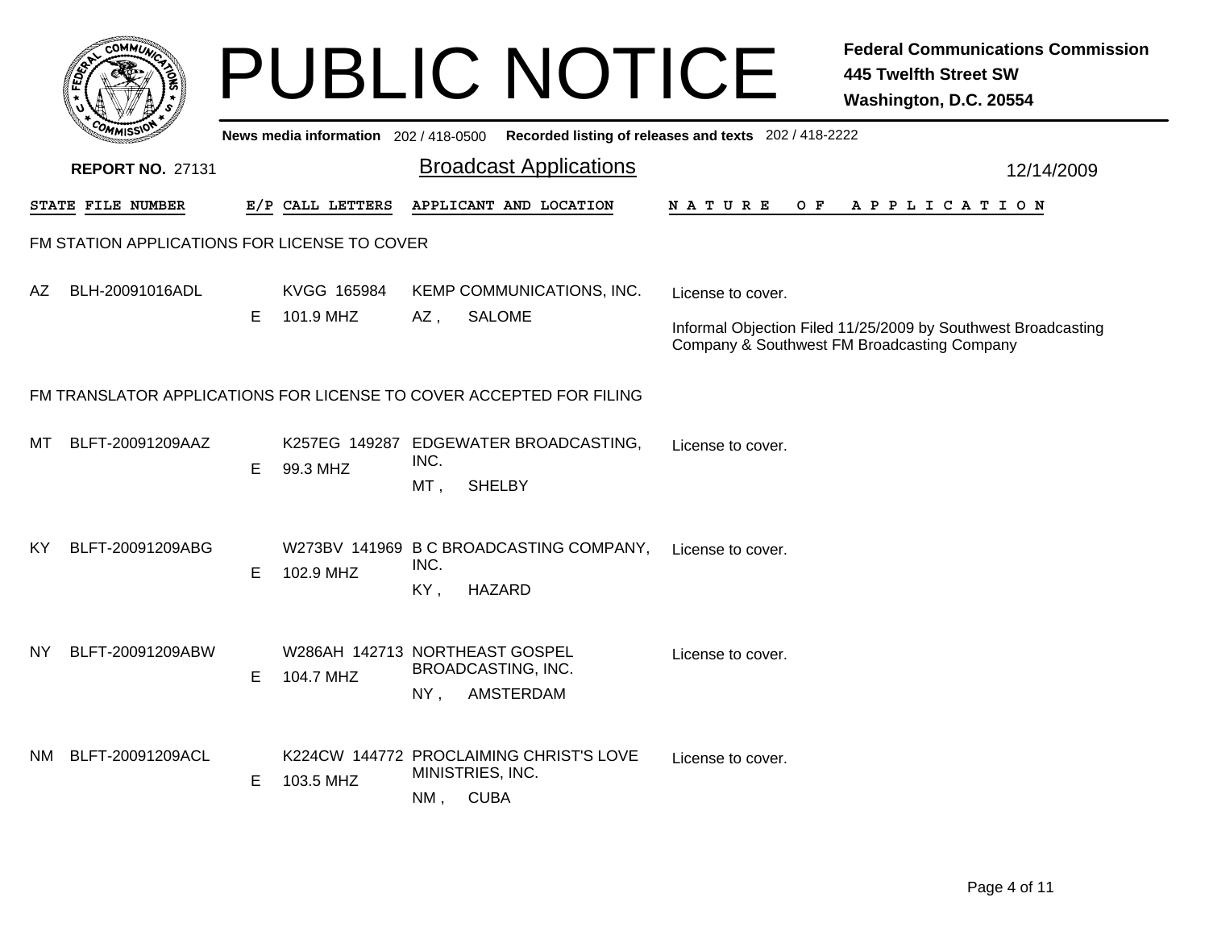# PUBLIC NOTICE

**Federal Communications Commission**
**445 Twelfth Street SW**
**Washington, D.C. 20554**

News media information 202 / 418-0500 Recorded listing of releases and texts 202 / 418-2222

**REPORT NO.** 27131

## Broadcast Applications

12/14/2009

| STATE | FILE NUMBER | E/P | CALL LETTERS | APPLICANT AND LOCATION | NATURE OF APPLICATION |
|---|---|---|---|---|---|

### FM STATION APPLICATIONS FOR LICENSE TO COVER

| STATE | FILE NUMBER | E/P | CALL LETTERS | APPLICANT AND LOCATION | NATURE OF APPLICATION |
|---|---|---|---|---|---|
| AZ | BLH-20091016ADL | E | KVGG 165984<br>101.9 MHZ | KEMP COMMUNICATIONS, INC.<br>AZ , SALOME | License to cover.<br><br>Informal Objection Filed 11/25/2009 by Southwest Broadcasting Company & Southwest FM Broadcasting Company |

### FM TRANSLATOR APPLICATIONS FOR LICENSE TO COVER ACCEPTED FOR FILING

| STATE | FILE NUMBER | E/P | CALL LETTERS | APPLICANT AND LOCATION | NATURE OF APPLICATION |
|---|---|---|---|---|---|
| MT | BLFT-20091209AAZ | E | K257EG 149287<br>99.3 MHZ | EDGEWATER BROADCASTING, INC.<br>MT , SHELBY | License to cover. |
| KY | BLFT-20091209ABG | E | W273BV 141969<br>102.9 MHZ | B C BROADCASTING COMPANY, INC.<br>KY , HAZARD | License to cover. |
| NY | BLFT-20091209ABW | E | W286AH 142713<br>104.7 MHZ | NORTHEAST GOSPEL BROADCASTING, INC.<br>NY , AMSTERDAM | License to cover. |
| NM | BLFT-20091209ACL | E | K224CW 144772<br>103.5 MHZ | PROCLAIMING CHRIST'S LOVE MINISTRIES, INC.<br>NM , CUBA | License to cover. |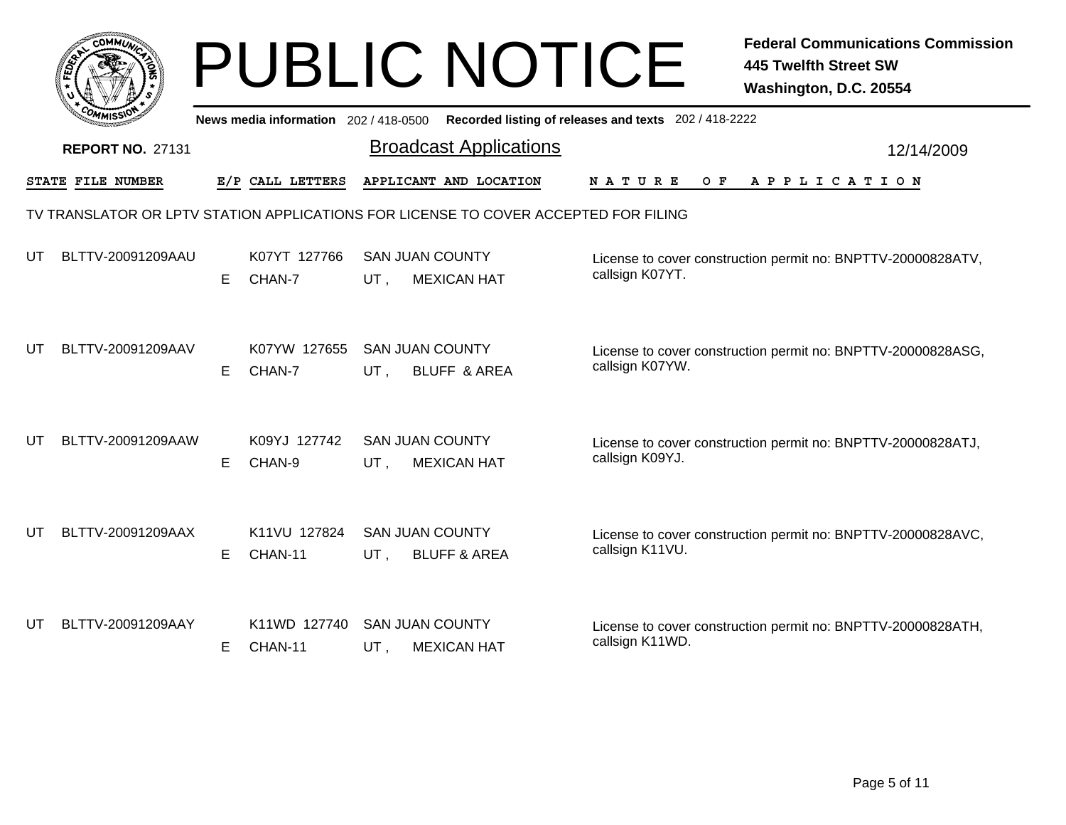# PUBLIC NOTICE

**Federal Communications Commission**
**445 Twelfth Street SW**
**Washington, D.C. 20554**

News media information 202 / 418-0500 Recorded listing of releases and texts 202 / 418-2222

**REPORT NO.** 27131

## Broadcast Applications

12/14/2009

TV TRANSLATOR OR LPTV STATION APPLICATIONS FOR LICENSE TO COVER ACCEPTED FOR FILING

| STATE | FILE NUMBER | E/P | CALL LETTERS | APPLICANT AND LOCATION | NATURE OF APPLICATION |
|---|---|---|---|---|---|
| UT | BLTTV-20091209AAU | E | K07YT 127766 CHAN-7 | SAN JUAN COUNTY UT , MEXICAN HAT | License to cover construction permit no: BNPTTV-20000828ATV, callsign K07YT. |
| UT | BLTTV-20091209AAV | E | K07YW 127655 CHAN-7 | SAN JUAN COUNTY UT , BLUFF & AREA | License to cover construction permit no: BNPTTV-20000828ASG, callsign K07YW. |
| UT | BLTTV-20091209AAW | E | K09YJ 127742 CHAN-9 | SAN JUAN COUNTY UT , MEXICAN HAT | License to cover construction permit no: BNPTTV-20000828ATJ, callsign K09YJ. |
| UT | BLTTV-20091209AAX | E | K11VU 127824 CHAN-11 | SAN JUAN COUNTY UT , BLUFF & AREA | License to cover construction permit no: BNPTTV-20000828AVC, callsign K11VU. |
| UT | BLTTV-20091209AAY | E | K11WD 127740 CHAN-11 | SAN JUAN COUNTY UT , MEXICAN HAT | License to cover construction permit no: BNPTTV-20000828ATH, callsign K11WD. |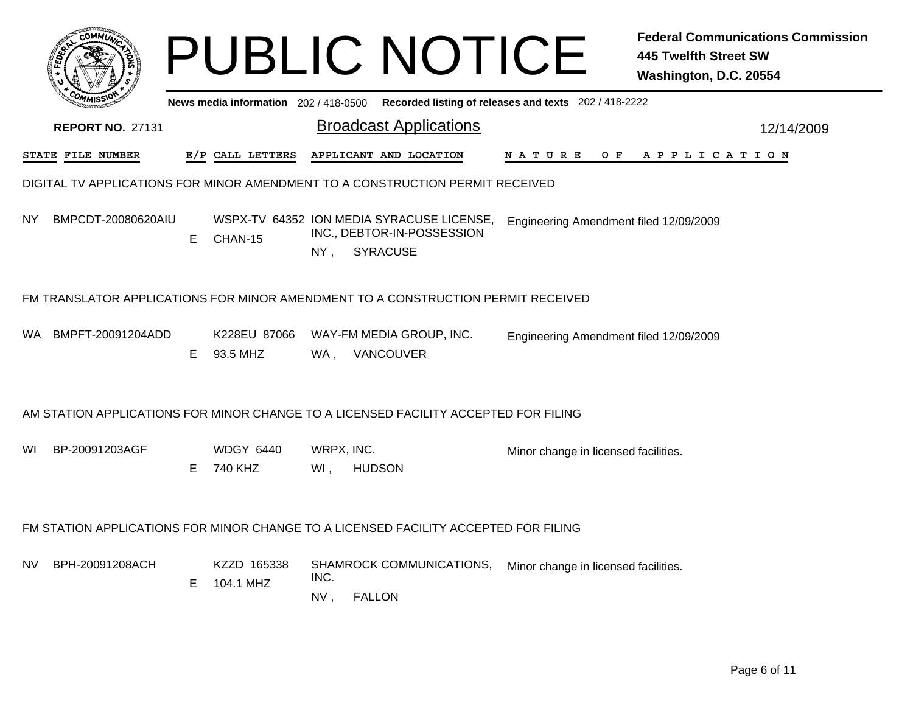# PUBLIC NOTICE

**Federal Communications Commission**
**445 Twelfth Street SW**
**Washington, D.C. 20554**

News media information 202 / 418-0500 Recorded listing of releases and texts 202 / 418-2222

**REPORT NO.** 27131

## Broadcast Applications

12/14/2009

| STATE | FILE NUMBER | E/P | CALL LETTERS | APPLICANT AND LOCATION | NATURE OF APPLICATION |
|---|---|---|---|---|---|

### DIGITAL TV APPLICATIONS FOR MINOR AMENDMENT TO A CONSTRUCTION PERMIT RECEIVED

| STATE | FILE NUMBER | E/P | CALL LETTERS | APPLICANT AND LOCATION | NATURE OF APPLICATION |
|---|---|---|---|---|---|
| NY | BMPCDT-20080620AIU | E | WSPX-TV 64352 CHAN-15 | ION MEDIA SYRACUSE LICENSE, INC., DEBTOR-IN-POSSESSION NY , SYRACUSE | Engineering Amendment filed 12/09/2009 |

### FM TRANSLATOR APPLICATIONS FOR MINOR AMENDMENT TO A CONSTRUCTION PERMIT RECEIVED

| STATE | FILE NUMBER | E/P | CALL LETTERS | APPLICANT AND LOCATION | NATURE OF APPLICATION |
|---|---|---|---|---|---|
| WA | BMPFT-20091204ADD | E | K228EU 87066 93.5 MHZ | WAY-FM MEDIA GROUP, INC. WA , VANCOUVER | Engineering Amendment filed 12/09/2009 |

### AM STATION APPLICATIONS FOR MINOR CHANGE TO A LICENSED FACILITY ACCEPTED FOR FILING

| STATE | FILE NUMBER | E/P | CALL LETTERS | APPLICANT AND LOCATION | NATURE OF APPLICATION |
|---|---|---|---|---|---|
| WI | BP-20091203AGF | E | WDGY 6440 740 KHZ | WRPX, INC. WI , HUDSON | Minor change in licensed facilities. |

### FM STATION APPLICATIONS FOR MINOR CHANGE TO A LICENSED FACILITY ACCEPTED FOR FILING

| STATE | FILE NUMBER | E/P | CALL LETTERS | APPLICANT AND LOCATION | NATURE OF APPLICATION |
|---|---|---|---|---|---|
| NV | BPH-20091208ACH | E | KZZD 165338 104.1 MHZ | SHAMROCK COMMUNICATIONS, INC. NV , FALLON | Minor change in licensed facilities. |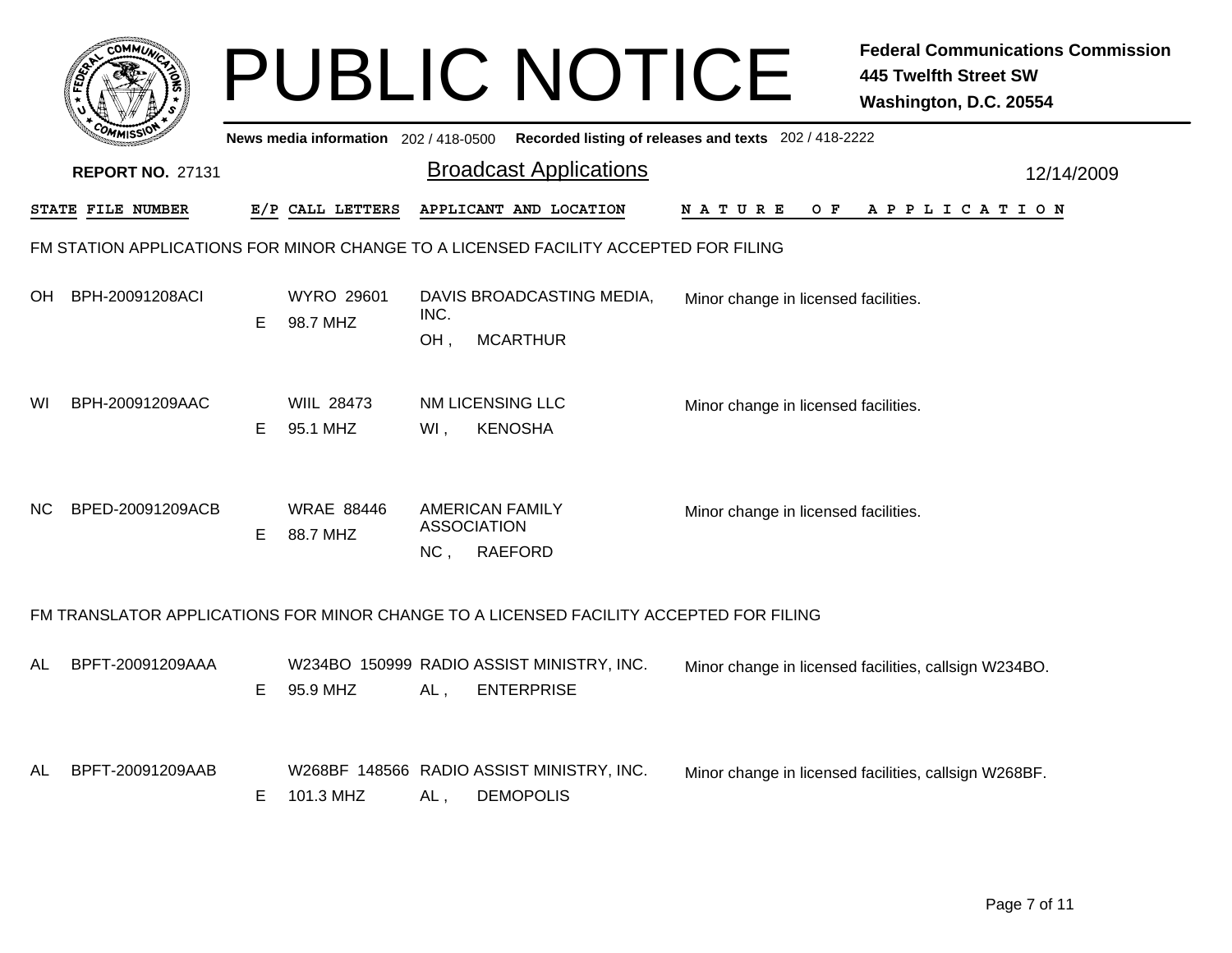# PUBLIC NOTICE

**Federal Communications Commission**
**445 Twelfth Street SW**
**Washington, D.C. 20554**

News media information 202 / 418-0500 Recorded listing of releases and texts 202 / 418-2222

**REPORT NO.** 27131

## Broadcast Applications

12/14/2009

### FM STATION APPLICATIONS FOR MINOR CHANGE TO A LICENSED FACILITY ACCEPTED FOR FILING

| STATE | FILE NUMBER | E/P | CALL LETTERS | APPLICANT AND LOCATION | NATURE OF APPLICATION |
|---|---|---|---|---|---|
| OH | BPH-20091208ACI | E | WYRO 29601<br>98.7 MHZ | DAVIS BROADCASTING MEDIA, INC.<br>OH , MCARTHUR | Minor change in licensed facilities. |
| WI | BPH-20091209AAC | E | WIIL 28473<br>95.1 MHZ | NM LICENSING LLC<br>WI , KENOSHA | Minor change in licensed facilities. |
| NC | BPED-20091209ACB | E | WRAE 88446<br>88.7 MHZ | AMERICAN FAMILY ASSOCIATION<br>NC , RAEFORD | Minor change in licensed facilities. |

### FM TRANSLATOR APPLICATIONS FOR MINOR CHANGE TO A LICENSED FACILITY ACCEPTED FOR FILING

| STATE | FILE NUMBER | E/P | CALL LETTERS | APPLICANT AND LOCATION | NATURE OF APPLICATION |
|---|---|---|---|---|---|
| AL | BPFT-20091209AAA | E | W234BO 150999<br>95.9 MHZ | RADIO ASSIST MINISTRY, INC.<br>AL , ENTERPRISE | Minor change in licensed facilities, callsign W234BO. |
| AL | BPFT-20091209AAB | E | W268BF 148566<br>101.3 MHZ | RADIO ASSIST MINISTRY, INC.<br>AL , DEMOPOLIS | Minor change in licensed facilities, callsign W268BF. |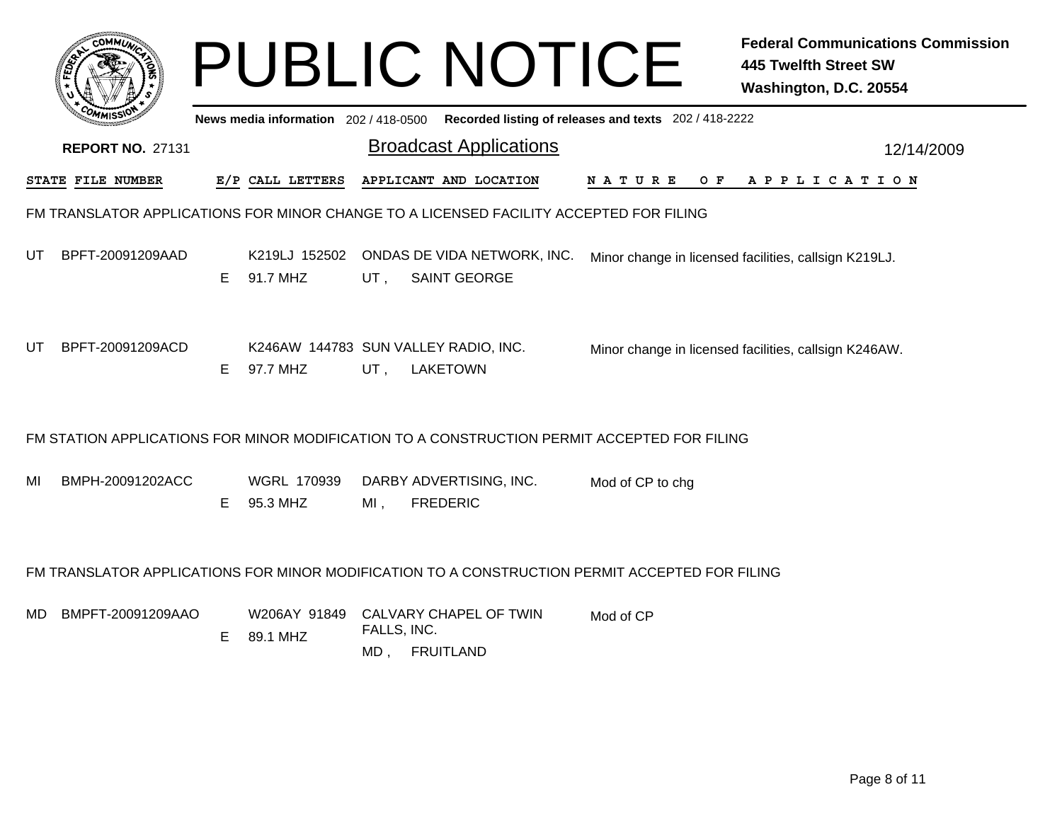# PUBLIC NOTICE

**Federal Communications Commission**
**445 Twelfth Street SW**
**Washington, D.C. 20554**

News media information 202 / 418-0500 Recorded listing of releases and texts 202 / 418-2222

**REPORT NO.** 27131

## Broadcast Applications

12/14/2009

| STATE | FILE NUMBER | E/P | CALL LETTERS | APPLICANT AND LOCATION | NATURE OF APPLICATION |
|---|---|---|---|---|---|

### FM TRANSLATOR APPLICATIONS FOR MINOR CHANGE TO A LICENSED FACILITY ACCEPTED FOR FILING

| STATE | FILE NUMBER | E/P | CALL LETTERS | APPLICANT AND LOCATION | NATURE OF APPLICATION |
|---|---|---|---|---|---|
| UT | BPFT-20091209AAD | E | K219LJ 152502<br>91.7 MHZ | ONDAS DE VIDA NETWORK, INC.<br>UT , SAINT GEORGE | Minor change in licensed facilities, callsign K219LJ. |
| UT | BPFT-20091209ACD | E | K246AW 144783<br>97.7 MHZ | SUN VALLEY RADIO, INC.<br>UT , LAKETOWN | Minor change in licensed facilities, callsign K246AW. |

### FM STATION APPLICATIONS FOR MINOR MODIFICATION TO A CONSTRUCTION PERMIT ACCEPTED FOR FILING

| STATE | FILE NUMBER | E/P | CALL LETTERS | APPLICANT AND LOCATION | NATURE OF APPLICATION |
|---|---|---|---|---|---|
| MI | BMPH-20091202ACC | E | WGRL 170939<br>95.3 MHZ | DARBY ADVERTISING, INC.<br>MI , FREDERIC | Mod of CP to chg |

### FM TRANSLATOR APPLICATIONS FOR MINOR MODIFICATION TO A CONSTRUCTION PERMIT ACCEPTED FOR FILING

| STATE | FILE NUMBER | E/P | CALL LETTERS | APPLICANT AND LOCATION | NATURE OF APPLICATION |
|---|---|---|---|---|---|
| MD | BMPFT-20091209AAO | E | W206AY 91849<br>89.1 MHZ | CALVARY CHAPEL OF TWIN FALLS, INC.<br>MD , FRUITLAND | Mod of CP |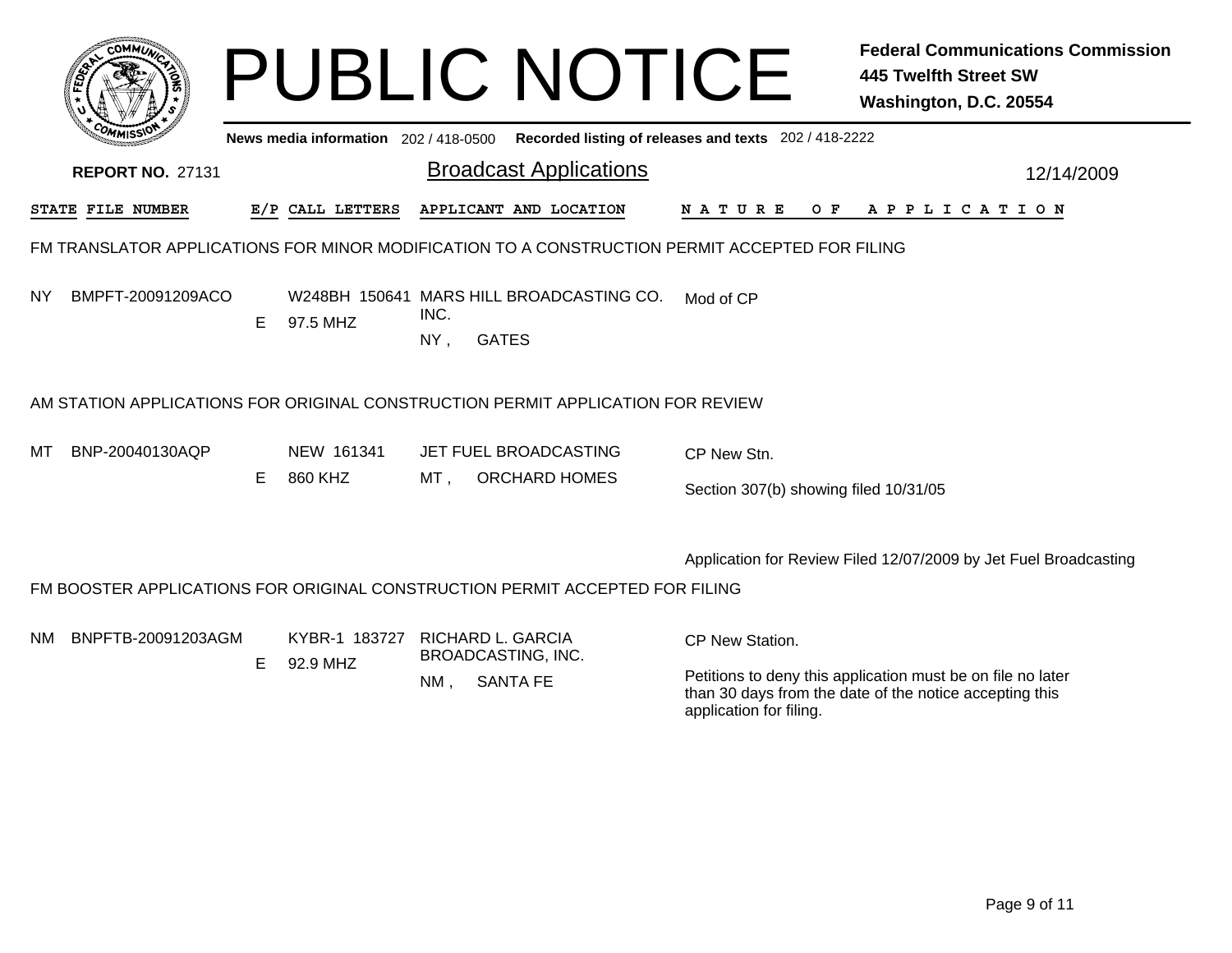# PUBLIC NOTICE

**Federal Communications Commission**
**445 Twelfth Street SW**
**Washington, D.C. 20554**

News media information 202 / 418-0500 Recorded listing of releases and texts 202 / 418-2222

**REPORT NO. 27131**

## Broadcast Applications

12/14/2009

| STATE | FILE NUMBER | E/P | CALL LETTERS | APPLICANT AND LOCATION | NATURE OF APPLICATION |
|---|---|---|---|---|---|

### FM TRANSLATOR APPLICATIONS FOR MINOR MODIFICATION TO A CONSTRUCTION PERMIT ACCEPTED FOR FILING

| STATE | FILE NUMBER | E/P | CALL LETTERS | APPLICANT AND LOCATION | NATURE OF APPLICATION |
|---|---|---|---|---|---|
| NY | BMPFT-20091209ACO | E | W248BH 150641 97.5 MHZ | MARS HILL BROADCASTING CO. INC. NY , GATES | Mod of CP |

### AM STATION APPLICATIONS FOR ORIGINAL CONSTRUCTION PERMIT APPLICATION FOR REVIEW

| STATE | FILE NUMBER | E/P | CALL LETTERS | APPLICANT AND LOCATION | NATURE OF APPLICATION |
|---|---|---|---|---|---|
| MT | BNP-20040130AQP | E | NEW 161341 860 KHZ | JET FUEL BROADCASTING MT , ORCHARD HOMES | CP New Stn. Section 307(b) showing filed 10/31/05 Application for Review Filed 12/07/2009 by Jet Fuel Broadcasting |

### FM BOOSTER APPLICATIONS FOR ORIGINAL CONSTRUCTION PERMIT ACCEPTED FOR FILING

| STATE | FILE NUMBER | E/P | CALL LETTERS | APPLICANT AND LOCATION | NATURE OF APPLICATION |
|---|---|---|---|---|---|
| NM | BNPFTB-20091203AGM | E | KYBR-1 183727 92.9 MHZ | RICHARD L. GARCIA BROADCASTING, INC. NM , SANTA FE | CP New Station. Petitions to deny this application must be on file no later than 30 days from the date of the notice accepting this application for filing. |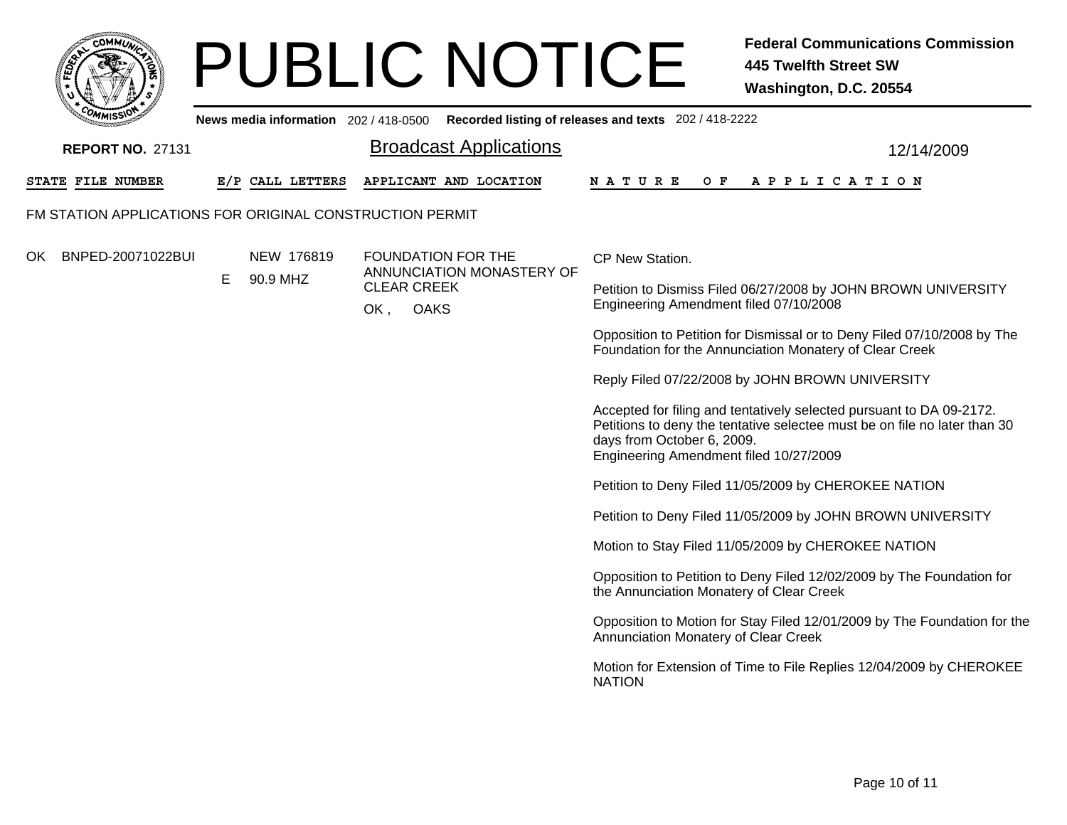# PUBLIC NOTICE

**Federal Communications Commission**
**445 Twelfth Street SW**
**Washington, D.C. 20554**

**News media information** 202 / 418-0500 **Recorded listing of releases and texts** 202 / 418-2222

**REPORT NO.** 27131

## Broadcast Applications

12/14/2009

| STATE | FILE NUMBER | E/P | CALL LETTERS | APPLICANT AND LOCATION | NATURE OF APPLICATION |
|---|---|---|---|---|---|

FM STATION APPLICATIONS FOR ORIGINAL CONSTRUCTION PERMIT

| STATE | FILE NUMBER | E/P | CALL LETTERS | APPLICANT AND LOCATION | NATURE OF APPLICATION |
|---|---|---|---|---|---|
| OK | BNPED-20071022BUI | E | NEW 176819<br>90.9 MHZ | FOUNDATION FOR THE ANNUNCIATION MONASTERY OF CLEAR CREEK<br>OK , OAKS | CP New Station.<br><br>Petition to Dismiss Filed 06/27/2008 by JOHN BROWN UNIVERSITY<br>Engineering Amendment filed 07/10/2008<br><br>Opposition to Petition for Dismissal or to Deny Filed 07/10/2008 by The Foundation for the Annunciation Monatery of Clear Creek<br><br>Reply Filed 07/22/2008 by JOHN BROWN UNIVERSITY<br><br>Accepted for filing and tentatively selected pursuant to DA 09-2172. Petitions to deny the tentative selectee must be on file no later than 30 days from October 6, 2009.<br>Engineering Amendment filed 10/27/2009<br><br>Petition to Deny Filed 11/05/2009 by CHEROKEE NATION<br><br>Petition to Deny Filed 11/05/2009 by JOHN BROWN UNIVERSITY<br><br>Motion to Stay Filed 11/05/2009 by CHEROKEE NATION<br><br>Opposition to Petition to Deny Filed 12/02/2009 by The Foundation for the Annunciation Monatery of Clear Creek<br><br>Opposition to Motion for Stay Filed 12/01/2009 by The Foundation for the Annunciation Monatery of Clear Creek<br><br>Motion for Extension of Time to File Replies 12/04/2009 by CHEROKEE NATION |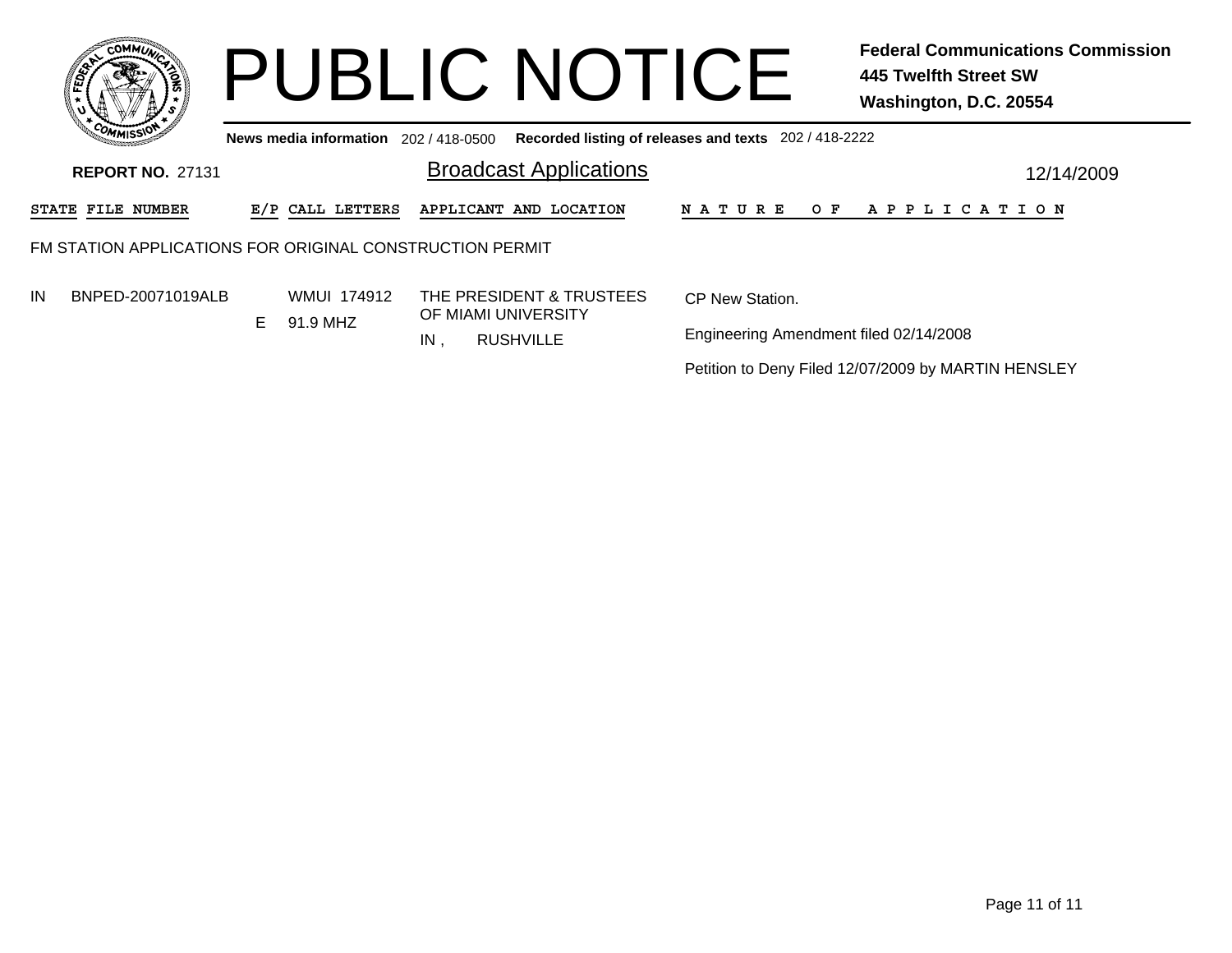# PUBLIC NOTICE

**Federal Communications Commission**
**445 Twelfth Street SW**
**Washington, D.C. 20554**

**News media information** 202 / 418-0500 **Recorded listing of releases and texts** 202 / 418-2222

**REPORT NO.** 27131

## Broadcast Applications

12/14/2009

| STATE | FILE NUMBER | E/P | CALL LETTERS | APPLICANT AND LOCATION | NATURE OF APPLICATION |
|---|---|---|---|---|---|
| FM STATION APPLICATIONS FOR ORIGINAL CONSTRUCTION PERMIT | | | | | |
| IN | BNPED-20071019ALB | E | WMUI 174912<br>91.9 MHZ | THE PRESIDENT & TRUSTEES OF MIAMI UNIVERSITY<br>IN , RUSHVILLE | CP New Station.<br>Engineering Amendment filed 02/14/2008<br>Petition to Deny Filed 12/07/2009 by MARTIN HENSLEY |